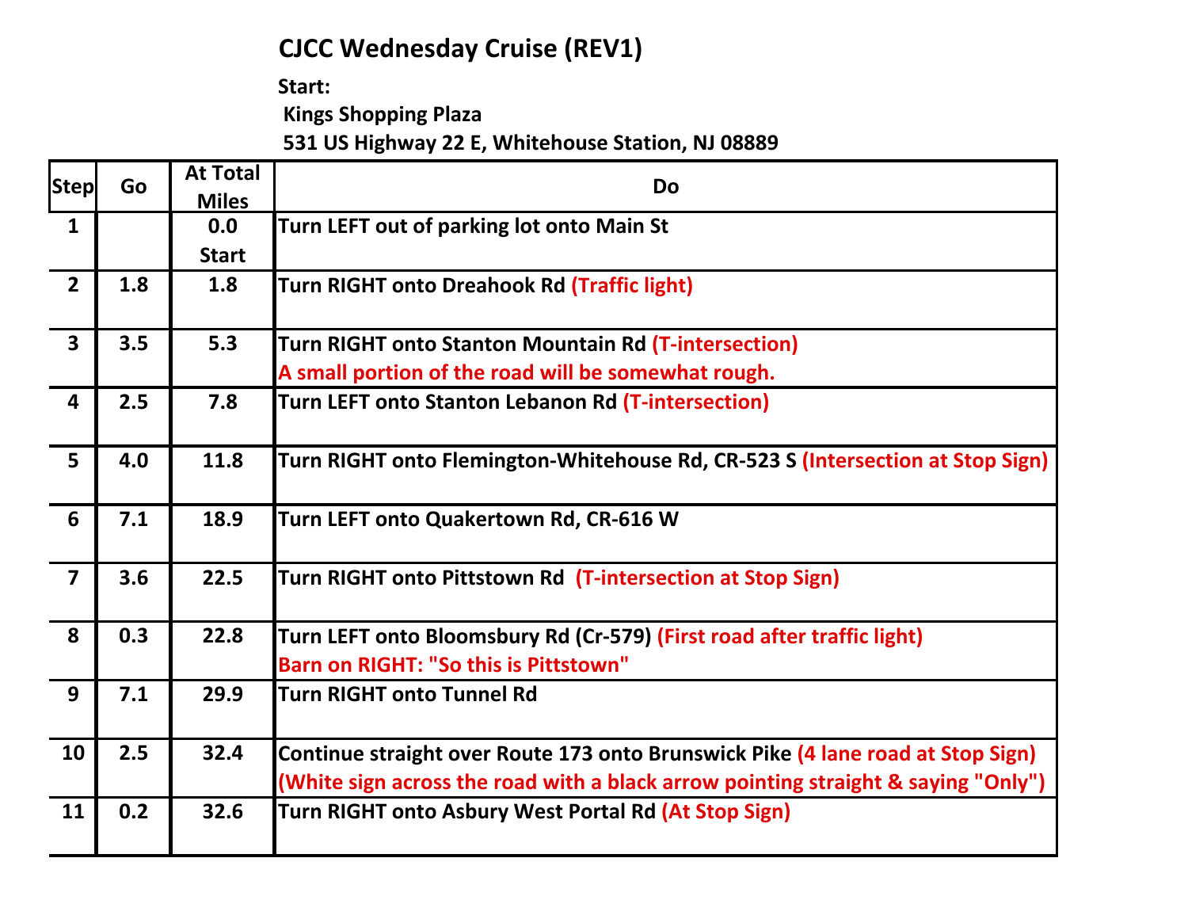# CJCC Wednesday Cruise (REV1)

**Start:**
**Kings Shopping Plaza**
**531 US Highway 22 E, Whitehouse Station, NJ 08889**

| Step | Go | At Total Miles | Do |
|---|---|---|---|
| 1 | | 0.0 Start | Turn LEFT out of parking lot onto Main St |
| 2 | 1.8 | 1.8 | Turn RIGHT onto Dreahook Rd (Traffic light) |
| 3 | 3.5 | 5.3 | Turn RIGHT onto Stanton Mountain Rd (T-intersection) A small portion of the road will be somewhat rough. |
| 4 | 2.5 | 7.8 | Turn LEFT onto Stanton Lebanon Rd (T-intersection) |
| 5 | 4.0 | 11.8 | Turn RIGHT onto Flemington-Whitehouse Rd, CR-523 S (Intersection at Stop Sign) |
| 6 | 7.1 | 18.9 | Turn LEFT onto Quakertown Rd, CR-616 W |
| 7 | 3.6 | 22.5 | Turn RIGHT onto Pittstown Rd (T-intersection at Stop Sign) |
| 8 | 0.3 | 22.8 | Turn LEFT onto Bloomsbury Rd (Cr-579) (First road after traffic light) Barn on RIGHT: "So this is Pittstown" |
| 9 | 7.1 | 29.9 | Turn RIGHT onto Tunnel Rd |
| 10 | 2.5 | 32.4 | Continue straight over Route 173 onto Brunswick Pike (4 lane road at Stop Sign) (White sign across the road with a black arrow pointing straight & saying "Only") |
| 11 | 0.2 | 32.6 | Turn RIGHT onto Asbury West Portal Rd (At Stop Sign) |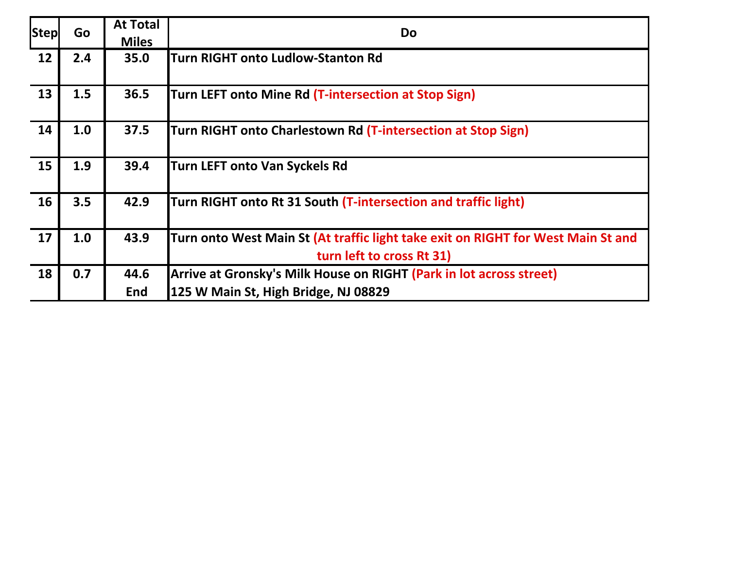| Step | Go | At Total Miles | Do |
|---|---|---|---|
| 12 | 2.4 | 35.0 | Turn RIGHT onto Ludlow-Stanton Rd |
| 13 | 1.5 | 36.5 | Turn LEFT onto Mine Rd (T-intersection at Stop Sign) |
| 14 | 1.0 | 37.5 | Turn RIGHT onto Charlestown Rd (T-intersection at Stop Sign) |
| 15 | 1.9 | 39.4 | Turn LEFT onto Van Syckels Rd |
| 16 | 3.5 | 42.9 | Turn RIGHT onto Rt 31 South (T-intersection and traffic light) |
| 17 | 1.0 | 43.9 | Turn onto West Main St (At traffic light take exit on RIGHT for West Main St and turn left to cross Rt 31) |
| 18 | 0.7 | 44.6 End | Arrive at Gronsky's Milk House on RIGHT (Park in lot across street) 125 W Main St, High Bridge, NJ 08829 |